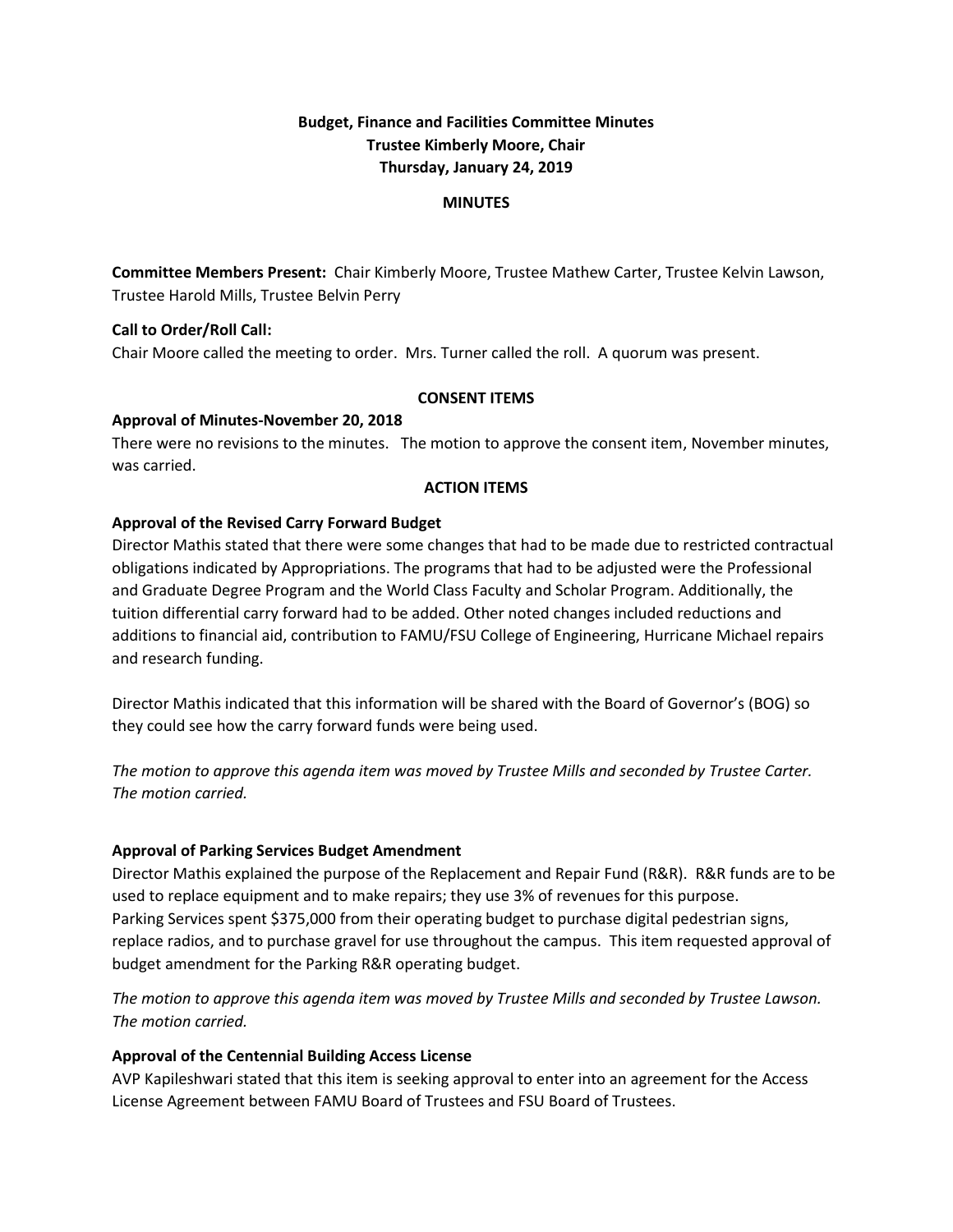**Budget, Finance and Facilities Committee Minutes**
**Trustee Kimberly Moore, Chair**
**Thursday, January 24, 2019**

**MINUTES**

**Committee Members Present:** Chair Kimberly Moore, Trustee Mathew Carter, Trustee Kelvin Lawson, Trustee Harold Mills, Trustee Belvin Perry

**Call to Order/Roll Call:**
Chair Moore called the meeting to order. Mrs. Turner called the roll. A quorum was present.

**CONSENT ITEMS**

**Approval of Minutes-November 20, 2018**
There were no revisions to the minutes. The motion to approve the consent item, November minutes, was carried.

**ACTION ITEMS**

**Approval of the Revised Carry Forward Budget**
Director Mathis stated that there were some changes that had to be made due to restricted contractual obligations indicated by Appropriations. The programs that had to be adjusted were the Professional and Graduate Degree Program and the World Class Faculty and Scholar Program. Additionally, the tuition differential carry forward had to be added. Other noted changes included reductions and additions to financial aid, contribution to FAMU/FSU College of Engineering, Hurricane Michael repairs and research funding.

Director Mathis indicated that this information will be shared with the Board of Governor's (BOG) so they could see how the carry forward funds were being used.

*The motion to approve this agenda item was moved by Trustee Mills and seconded by Trustee Carter. The motion carried.*

**Approval of Parking Services Budget Amendment**
Director Mathis explained the purpose of the Replacement and Repair Fund (R&R). R&R funds are to be used to replace equipment and to make repairs; they use 3% of revenues for this purpose. Parking Services spent $375,000 from their operating budget to purchase digital pedestrian signs, replace radios, and to purchase gravel for use throughout the campus. This item requested approval of budget amendment for the Parking R&R operating budget.

*The motion to approve this agenda item was moved by Trustee Mills and seconded by Trustee Lawson. The motion carried.*

**Approval of the Centennial Building Access License**
AVP Kapileshwari stated that this item is seeking approval to enter into an agreement for the Access License Agreement between FAMU Board of Trustees and FSU Board of Trustees.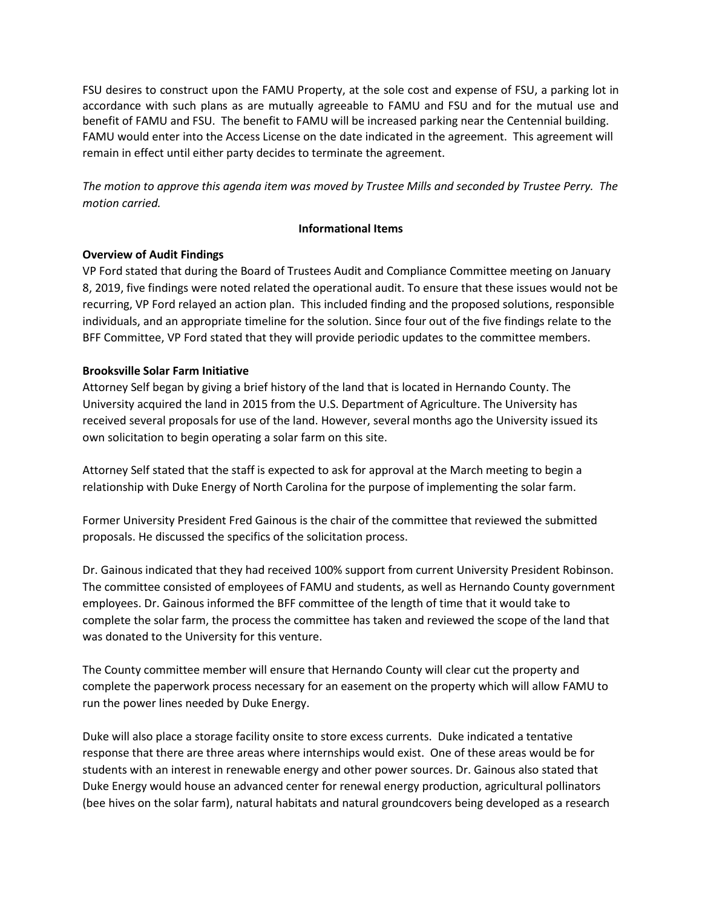FSU desires to construct upon the FAMU Property, at the sole cost and expense of FSU, a parking lot in accordance with such plans as are mutually agreeable to FAMU and FSU and for the mutual use and benefit of FAMU and FSU. The benefit to FAMU will be increased parking near the Centennial building. FAMU would enter into the Access License on the date indicated in the agreement. This agreement will remain in effect until either party decides to terminate the agreement.

*The motion to approve this agenda item was moved by Trustee Mills and seconded by Trustee Perry. The motion carried.*

**Informational Items**

**Overview of Audit Findings**

VP Ford stated that during the Board of Trustees Audit and Compliance Committee meeting on January 8, 2019, five findings were noted related the operational audit. To ensure that these issues would not be recurring, VP Ford relayed an action plan. This included finding and the proposed solutions, responsible individuals, and an appropriate timeline for the solution. Since four out of the five findings relate to the BFF Committee, VP Ford stated that they will provide periodic updates to the committee members.

**Brooksville Solar Farm Initiative**

Attorney Self began by giving a brief history of the land that is located in Hernando County. The University acquired the land in 2015 from the U.S. Department of Agriculture. The University has received several proposals for use of the land. However, several months ago the University issued its own solicitation to begin operating a solar farm on this site.

Attorney Self stated that the staff is expected to ask for approval at the March meeting to begin a relationship with Duke Energy of North Carolina for the purpose of implementing the solar farm.

Former University President Fred Gainous is the chair of the committee that reviewed the submitted proposals. He discussed the specifics of the solicitation process.

Dr. Gainous indicated that they had received 100% support from current University President Robinson. The committee consisted of employees of FAMU and students, as well as Hernando County government employees. Dr. Gainous informed the BFF committee of the length of time that it would take to complete the solar farm, the process the committee has taken and reviewed the scope of the land that was donated to the University for this venture.

The County committee member will ensure that Hernando County will clear cut the property and complete the paperwork process necessary for an easement on the property which will allow FAMU to run the power lines needed by Duke Energy.

Duke will also place a storage facility onsite to store excess currents. Duke indicated a tentative response that there are three areas where internships would exist. One of these areas would be for students with an interest in renewable energy and other power sources. Dr. Gainous also stated that Duke Energy would house an advanced center for renewal energy production, agricultural pollinators (bee hives on the solar farm), natural habitats and natural groundcovers being developed as a research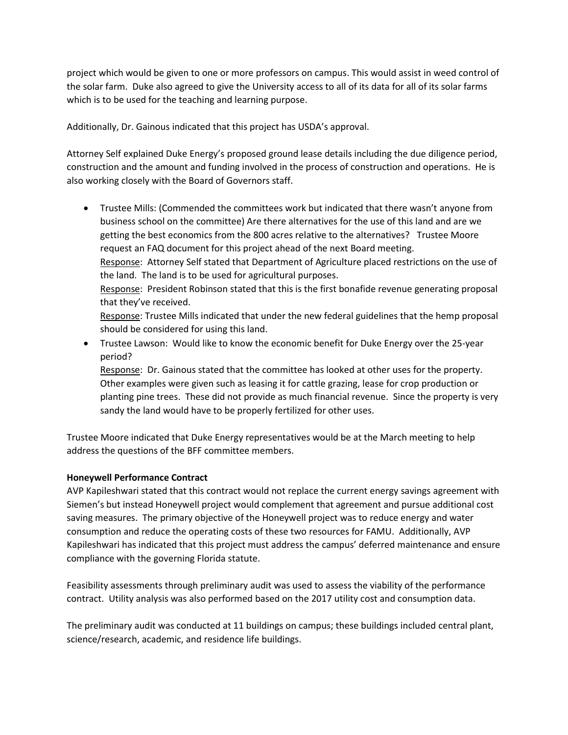project which would be given to one or more professors on campus. This would assist in weed control of the solar farm. Duke also agreed to give the University access to all of its data for all of its solar farms which is to be used for the teaching and learning purpose.

Additionally, Dr. Gainous indicated that this project has USDA's approval.

Attorney Self explained Duke Energy's proposed ground lease details including the due diligence period, construction and the amount and funding involved in the process of construction and operations. He is also working closely with the Board of Governors staff.

- Trustee Mills: (Commended the committees work but indicated that there wasn't anyone from business school on the committee) Are there alternatives for the use of this land and are we getting the best economics from the 800 acres relative to the alternatives? Trustee Moore request an FAQ document for this project ahead of the next Board meeting.
  Response: Attorney Self stated that Department of Agriculture placed restrictions on the use of the land. The land is to be used for agricultural purposes.
  Response: President Robinson stated that this is the first bonafide revenue generating proposal that they've received.
  Response: Trustee Mills indicated that under the new federal guidelines that the hemp proposal should be considered for using this land.
- Trustee Lawson: Would like to know the economic benefit for Duke Energy over the 25-year period?
  Response: Dr. Gainous stated that the committee has looked at other uses for the property. Other examples were given such as leasing it for cattle grazing, lease for crop production or planting pine trees. These did not provide as much financial revenue. Since the property is very sandy the land would have to be properly fertilized for other uses.

Trustee Moore indicated that Duke Energy representatives would be at the March meeting to help address the questions of the BFF committee members.

**Honeywell Performance Contract**

AVP Kapileshwari stated that this contract would not replace the current energy savings agreement with Siemen's but instead Honeywell project would complement that agreement and pursue additional cost saving measures. The primary objective of the Honeywell project was to reduce energy and water consumption and reduce the operating costs of these two resources for FAMU. Additionally, AVP Kapileshwari has indicated that this project must address the campus' deferred maintenance and ensure compliance with the governing Florida statute.

Feasibility assessments through preliminary audit was used to assess the viability of the performance contract. Utility analysis was also performed based on the 2017 utility cost and consumption data.

The preliminary audit was conducted at 11 buildings on campus; these buildings included central plant, science/research, academic, and residence life buildings.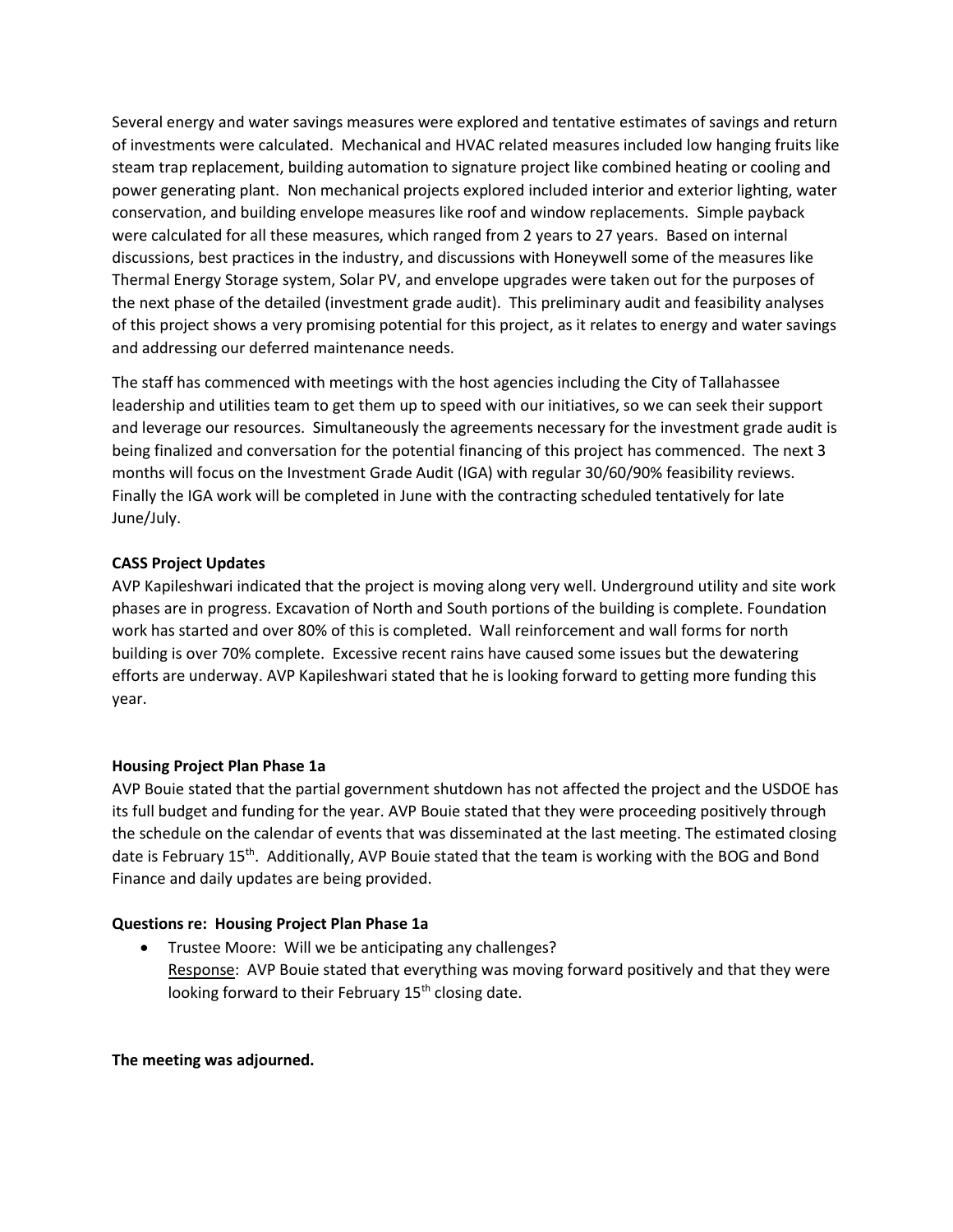Several energy and water savings measures were explored and tentative estimates of savings and return of investments were calculated. Mechanical and HVAC related measures included low hanging fruits like steam trap replacement, building automation to signature project like combined heating or cooling and power generating plant. Non mechanical projects explored included interior and exterior lighting, water conservation, and building envelope measures like roof and window replacements. Simple payback were calculated for all these measures, which ranged from 2 years to 27 years. Based on internal discussions, best practices in the industry, and discussions with Honeywell some of the measures like Thermal Energy Storage system, Solar PV, and envelope upgrades were taken out for the purposes of the next phase of the detailed (investment grade audit). This preliminary audit and feasibility analyses of this project shows a very promising potential for this project, as it relates to energy and water savings and addressing our deferred maintenance needs.

The staff has commenced with meetings with the host agencies including the City of Tallahassee leadership and utilities team to get them up to speed with our initiatives, so we can seek their support and leverage our resources. Simultaneously the agreements necessary for the investment grade audit is being finalized and conversation for the potential financing of this project has commenced. The next 3 months will focus on the Investment Grade Audit (IGA) with regular 30/60/90% feasibility reviews. Finally the IGA work will be completed in June with the contracting scheduled tentatively for late June/July.

**CASS Project Updates**

AVP Kapileshwari indicated that the project is moving along very well. Underground utility and site work phases are in progress. Excavation of North and South portions of the building is complete. Foundation work has started and over 80% of this is completed. Wall reinforcement and wall forms for north building is over 70% complete. Excessive recent rains have caused some issues but the dewatering efforts are underway. AVP Kapileshwari stated that he is looking forward to getting more funding this year.

**Housing Project Plan Phase 1a**

AVP Bouie stated that the partial government shutdown has not affected the project and the USDOE has its full budget and funding for the year. AVP Bouie stated that they were proceeding positively through the schedule on the calendar of events that was disseminated at the last meeting. The estimated closing date is February 15th. Additionally, AVP Bouie stated that the team is working with the BOG and Bond Finance and daily updates are being provided.

**Questions re: Housing Project Plan Phase 1a**

- Trustee Moore: Will we be anticipating any challenges?
  Response: AVP Bouie stated that everything was moving forward positively and that they were looking forward to their February 15th closing date.

**The meeting was adjourned.**